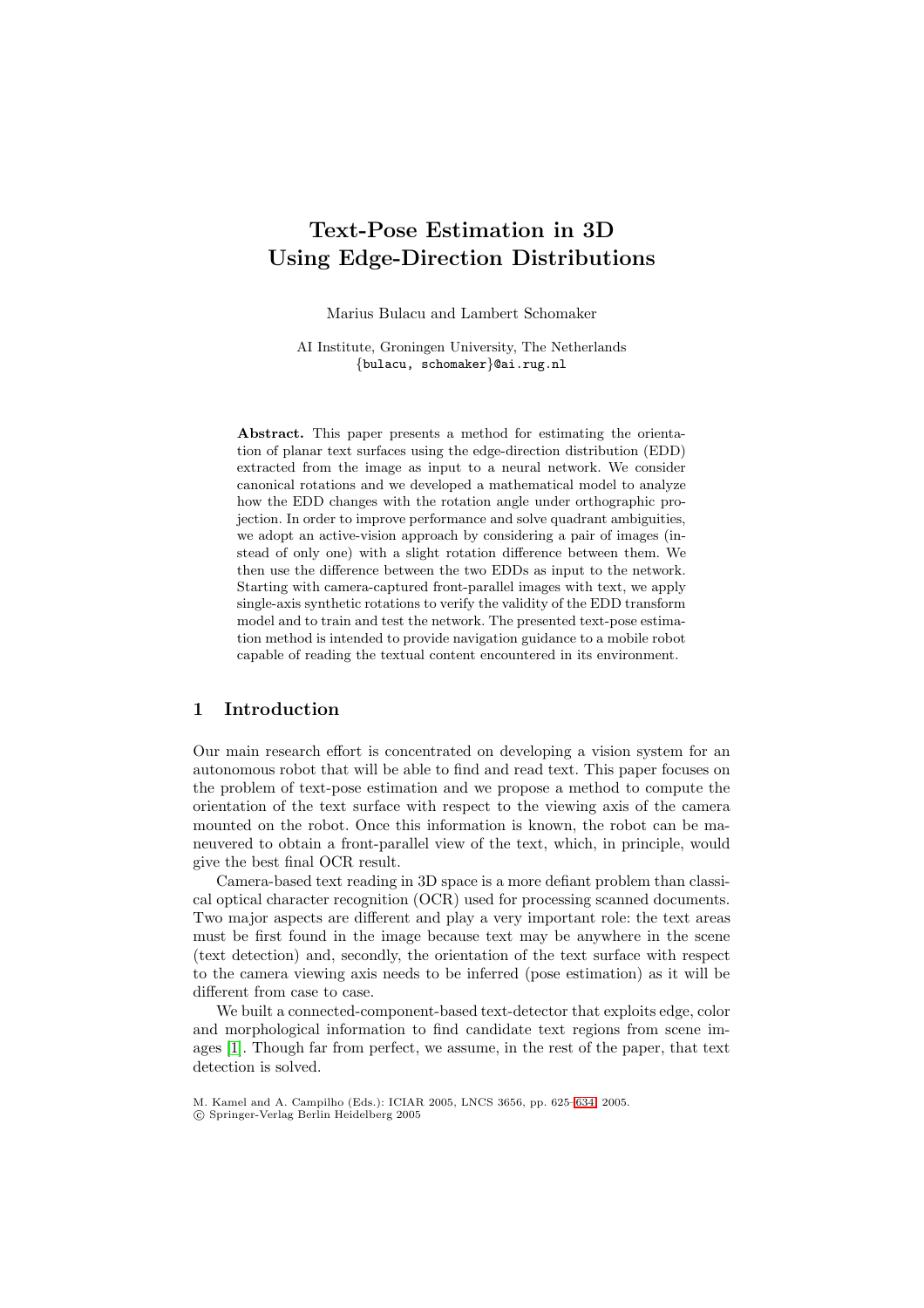# Text-Pose Estimation in 3D Using Edge-Direction Distributions

Marius Bulacu and Lambert Schomaker

AI Institute, Groningen University, The Netherlands
{bulacu, schomaker}@ai.rug.nl

**Abstract.** This paper presents a method for estimating the orientation of planar text surfaces using the edge-direction distribution (EDD) extracted from the image as input to a neural network. We consider canonical rotations and we developed a mathematical model to analyze how the EDD changes with the rotation angle under orthographic projection. In order to improve performance and solve quadrant ambiguities, we adopt an active-vision approach by considering a pair of images (instead of only one) with a slight rotation difference between them. We then use the difference between the two EDDs as input to the network. Starting with camera-captured front-parallel images with text, we apply single-axis synthetic rotations to verify the validity of the EDD transform model and to train and test the network. The presented text-pose estimation method is intended to provide navigation guidance to a mobile robot capable of reading the textual content encountered in its environment.

## 1 Introduction

Our main research effort is concentrated on developing a vision system for an autonomous robot that will be able to find and read text. This paper focuses on the problem of text-pose estimation and we propose a method to compute the orientation of the text surface with respect to the viewing axis of the camera mounted on the robot. Once this information is known, the robot can be maneuvered to obtain a front-parallel view of the text, which, in principle, would give the best final OCR result.

Camera-based text reading in 3D space is a more defiant problem than classical optical character recognition (OCR) used for processing scanned documents. Two major aspects are different and play a very important role: the text areas must be first found in the image because text may be anywhere in the scene (text detection) and, secondly, the orientation of the text surface with respect to the camera viewing axis needs to be inferred (pose estimation) as it will be different from case to case.

We built a connected-component-based text-detector that exploits edge, color and morphological information to find candidate text regions from scene images [1]. Though far from perfect, we assume, in the rest of the paper, that text detection is solved.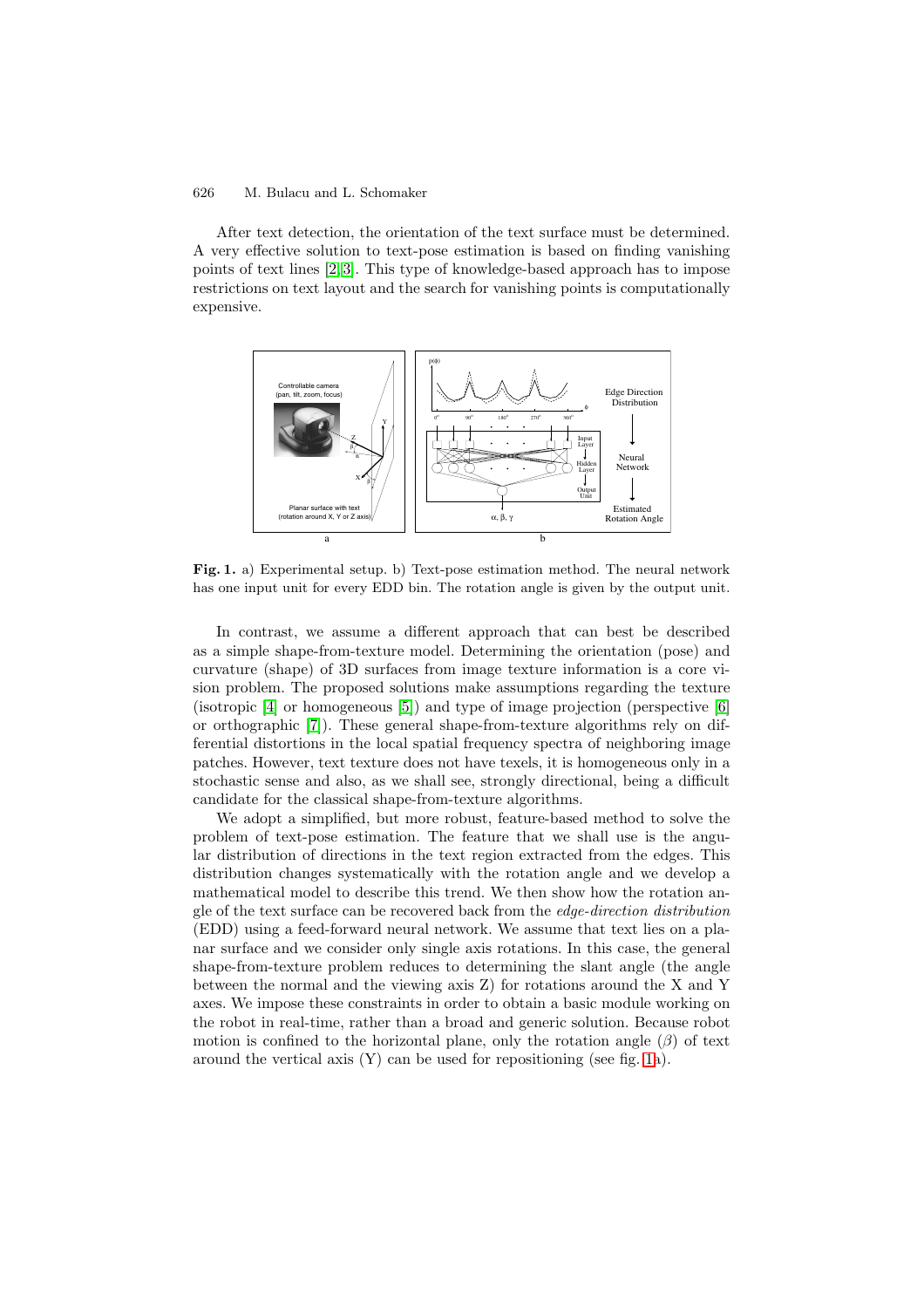After text detection, the orientation of the text surface must be determined. A very effective solution to text-pose estimation is based on finding vanishing points of text lines [2,3]. This type of knowledge-based approach has to impose restrictions on text layout and the search for vanishing points is computationally expensive.

**Fig. 1.** a) Experimental setup. b) Text-pose estimation method. The neural network has one input unit for every EDD bin. The rotation angle is given by the output unit.

In contrast, we assume a different approach that can best be described as a simple shape-from-texture model. Determining the orientation (pose) and curvature (shape) of 3D surfaces from image texture information is a core vision problem. The proposed solutions make assumptions regarding the texture (isotropic [4] or homogeneous [5]) and type of image projection (perspective [6] or orthographic [7]). These general shape-from-texture algorithms rely on differential distortions in the local spatial frequency spectra of neighboring image patches. However, text texture does not have texels, it is homogeneous only in a stochastic sense and also, as we shall see, strongly directional, being a difficult candidate for the classical shape-from-texture algorithms.

We adopt a simplified, but more robust, feature-based method to solve the problem of text-pose estimation. The feature that we shall use is the angular distribution of directions in the text region extracted from the edges. This distribution changes systematically with the rotation angle and we develop a mathematical model to describe this trend. We then show how the rotation angle of the text surface can be recovered back from the *edge-direction distribution* (EDD) using a feed-forward neural network. We assume that text lies on a planar surface and we consider only single axis rotations. In this case, the general shape-from-texture problem reduces to determining the slant angle (the angle between the normal and the viewing axis Z) for rotations around the X and Y axes. We impose these constraints in order to obtain a basic module working on the robot in real-time, rather than a broad and generic solution. Because robot motion is confined to the horizontal plane, only the rotation angle ($\beta$) of text around the vertical axis (Y) can be used for repositioning (see fig. 1a).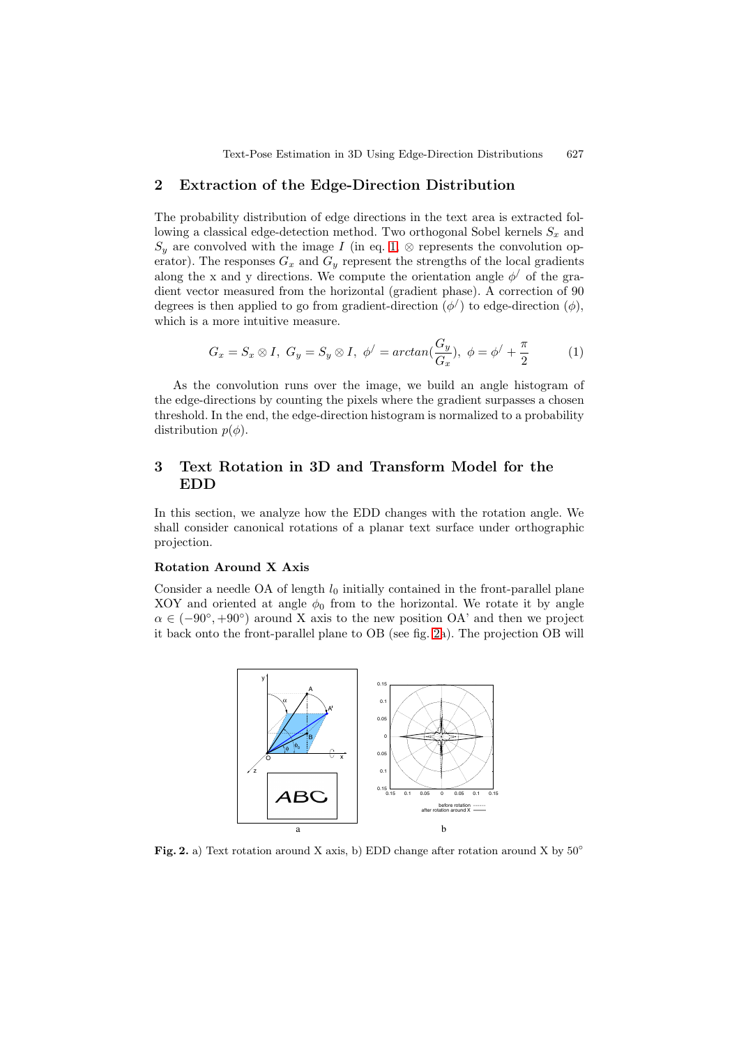## 2 Extraction of the Edge-Direction Distribution

The probability distribution of edge directions in the text area is extracted following a classical edge-detection method. Two orthogonal Sobel kernels $S_x$ and $S_y$ are convolved with the image $I$ (in eq. 1, $\otimes$ represents the convolution operator). The responses $G_x$ and $G_y$ represent the strengths of the local gradients along the x and y directions. We compute the orientation angle $\phi^{/}$ of the gradient vector measured from the horizontal (gradient phase). A correction of 90 degrees is then applied to go from gradient-direction ($\phi^{/}$) to edge-direction ($\phi$), which is a more intuitive measure.

$$G_x = S_x \otimes I,\ G_y = S_y \otimes I,\ \phi^{/} = arctan(\frac{G_y}{G_x}),\ \phi = \phi^{/} + \frac{\pi}{2} \tag{1}$$

As the convolution runs over the image, we build an angle histogram of the edge-directions by counting the pixels where the gradient surpasses a chosen threshold. In the end, the edge-direction histogram is normalized to a probability distribution $p(\phi)$.

## 3 Text Rotation in 3D and Transform Model for the EDD

In this section, we analyze how the EDD changes with the rotation angle. We shall consider canonical rotations of a planar text surface under orthographic projection.

### Rotation Around X Axis

Consider a needle OA of length $l_0$ initially contained in the front-parallel plane XOY and oriented at angle $\phi_0$ from to the horizontal. We rotate it by angle $\alpha \in (-90^{\circ}, +90^{\circ})$ around X axis to the new position OA' and then we project it back onto the front-parallel plane to OB (see fig. 2a). The projection OB will

**Fig. 2.** a) Text rotation around X axis, b) EDD change after rotation around X by $50^{\circ}$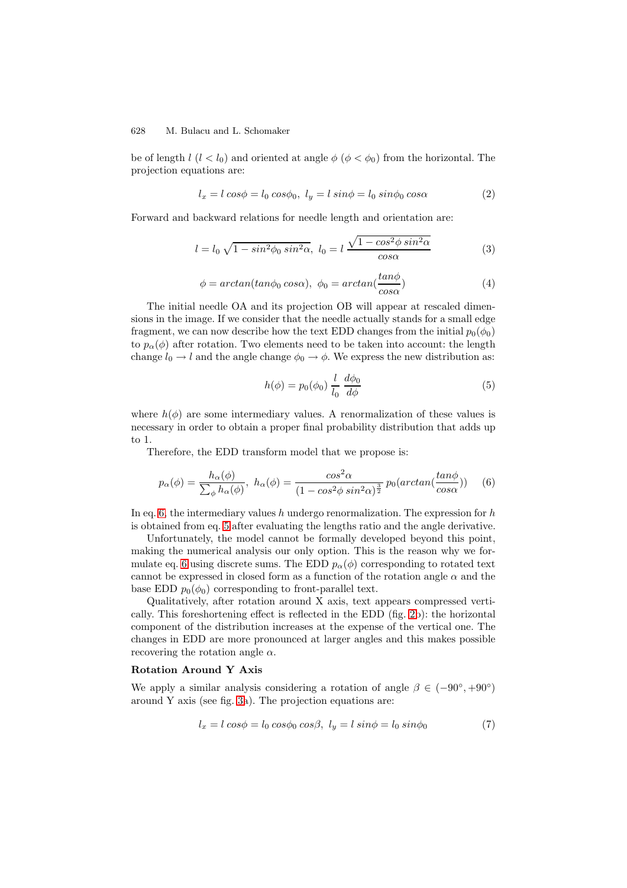be of length $l$ ($l < l_0$) and oriented at angle $\phi$ ($\phi < \phi_0$) from the horizontal. The projection equations are:

$$l_x = l\ cos\phi = l_0\ cos\phi_0,\ \ l_y = l\ sin\phi = l_0\ sin\phi_0\ cos\alpha \tag{2}$$

Forward and backward relations for needle length and orientation are:

$$l = l_0\ \sqrt{1 - sin^2\phi_0\ sin^2\alpha},\ \ l_0 = l\ \frac{\sqrt{1 - cos^2\phi\ sin^2\alpha}}{cos\alpha} \tag{3}$$

$$\phi = arctan(tan\phi_0\ cos\alpha),\ \ \phi_0 = arctan(\frac{tan\phi}{cos\alpha}) \tag{4}$$

The initial needle OA and its projection OB will appear at rescaled dimensions in the image. If we consider that the needle actually stands for a small edge fragment, we can now describe how the text EDD changes from the initial $p_0(\phi_0)$ to $p_\alpha(\phi)$ after rotation. Two elements need to be taken into account: the length change $l_0 \to l$ and the angle change $\phi_0 \to \phi$. We express the new distribution as:

$$h(\phi) = p_0(\phi_0)\ \frac{l}{l_0}\ \frac{d\phi_0}{d\phi} \tag{5}$$

where $h(\phi)$ are some intermediary values. A renormalization of these values is necessary in order to obtain a proper final probability distribution that adds up to 1.

Therefore, the EDD transform model that we propose is:

$$p_\alpha(\phi) = \frac{h_\alpha(\phi)}{\sum_\phi h_\alpha(\phi)},\ \ h_\alpha(\phi) = \frac{cos^2\alpha}{(1 - cos^2\phi\ sin^2\alpha)^{\frac{3}{2}}}\ p_0(arctan(\frac{tan\phi}{cos\alpha})) \tag{6}$$

In eq. 6, the intermediary values $h$ undergo renormalization. The expression for $h$ is obtained from eq. 5 after evaluating the lengths ratio and the angle derivative.

Unfortunately, the model cannot be formally developed beyond this point, making the numerical analysis our only option. This is the reason why we formulate eq. 6 using discrete sums. The EDD $p_\alpha(\phi)$ corresponding to rotated text cannot be expressed in closed form as a function of the rotation angle $\alpha$ and the base EDD $p_0(\phi_0)$ corresponding to front-parallel text.

Qualitatively, after rotation around X axis, text appears compressed vertically. This foreshortening effect is reflected in the EDD (fig. 2b): the horizontal component of the distribution increases at the expense of the vertical one. The changes in EDD are more pronounced at larger angles and this makes possible recovering the rotation angle $\alpha$.

**Rotation Around Y Axis**

We apply a similar analysis considering a rotation of angle $\beta \in (-90^\circ, +90^\circ)$ around Y axis (see fig. 3a). The projection equations are:

$$l_x = l\ cos\phi = l_0\ cos\phi_0\ cos\beta,\ \ l_y = l\ sin\phi = l_0\ sin\phi_0 \tag{7}$$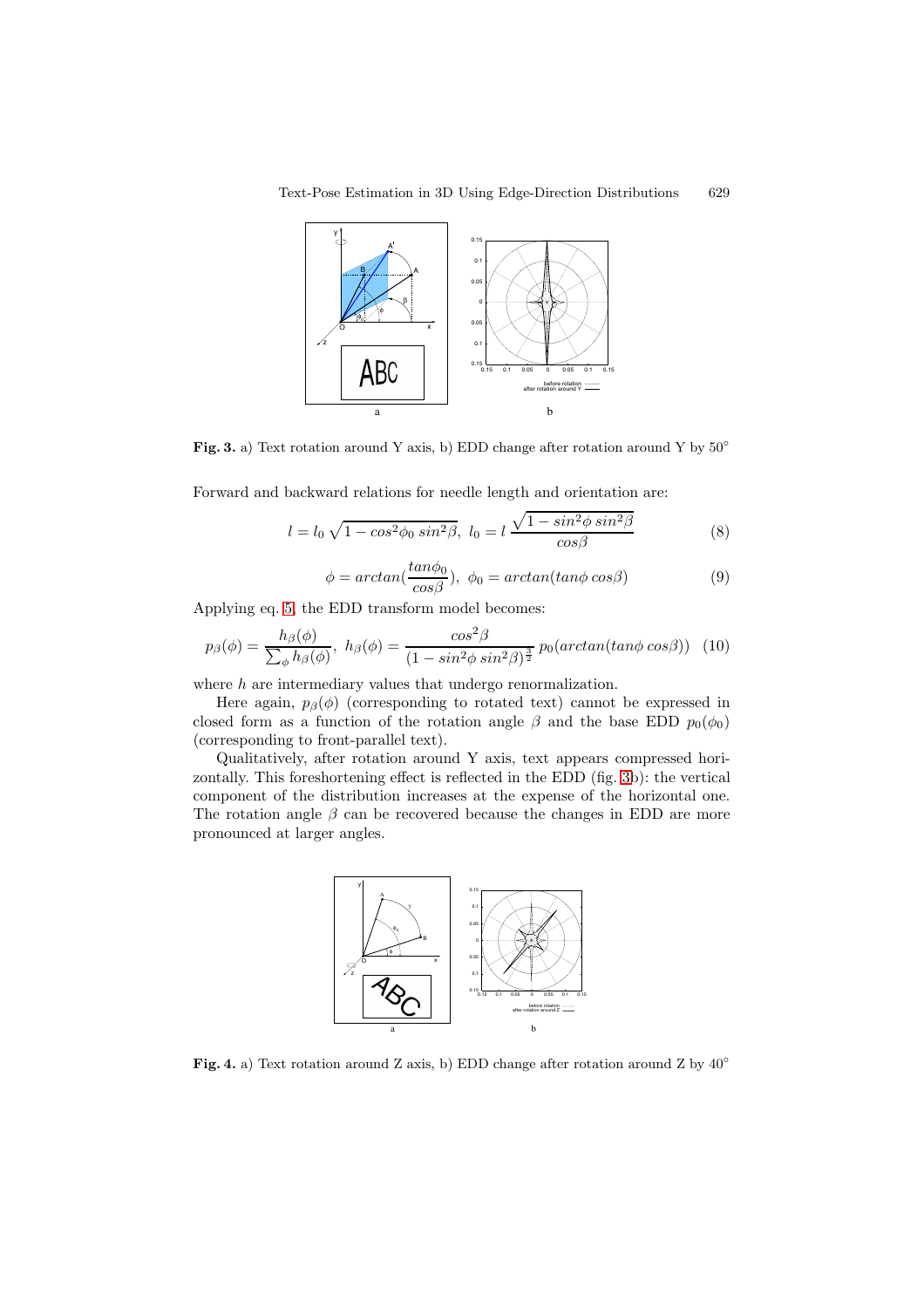**Fig. 3.** a) Text rotation around Y axis, b) EDD change after rotation around Y by 50°

Forward and backward relations for needle length and orientation are:

$$l = l_0 \sqrt{1 - cos^2\phi_0 \; sin^2\beta}, \;\; l_0 = l \; \frac{\sqrt{1 - sin^2\phi \; sin^2\beta}}{cos\beta} \tag{8}$$

$$\phi = arctan(\frac{tan\phi_0}{cos\beta}), \;\; \phi_0 = arctan(tan\phi \; cos\beta) \tag{9}$$

Applying eq. 5, the EDD transform model becomes:

$$p_\beta(\phi) = \frac{h_\beta(\phi)}{\sum_\phi h_\beta(\phi)}, \;\; h_\beta(\phi) = \frac{cos^2\beta}{(1 - sin^2\phi \; sin^2\beta)^{\frac{3}{2}}} \, p_0(arctan(tan\phi \; cos\beta)) \tag{10}$$

where $h$ are intermediary values that undergo renormalization.

Here again, $p_\beta(\phi)$ (corresponding to rotated text) cannot be expressed in closed form as a function of the rotation angle $\beta$ and the base EDD $p_0(\phi_0)$ (corresponding to front-parallel text).

Qualitatively, after rotation around Y axis, text appears compressed horizontally. This foreshortening effect is reflected in the EDD (fig. 3b): the vertical component of the distribution increases at the expense of the horizontal one. The rotation angle $\beta$ can be recovered because the changes in EDD are more pronounced at larger angles.

**Fig. 4.** a) Text rotation around Z axis, b) EDD change after rotation around Z by 40°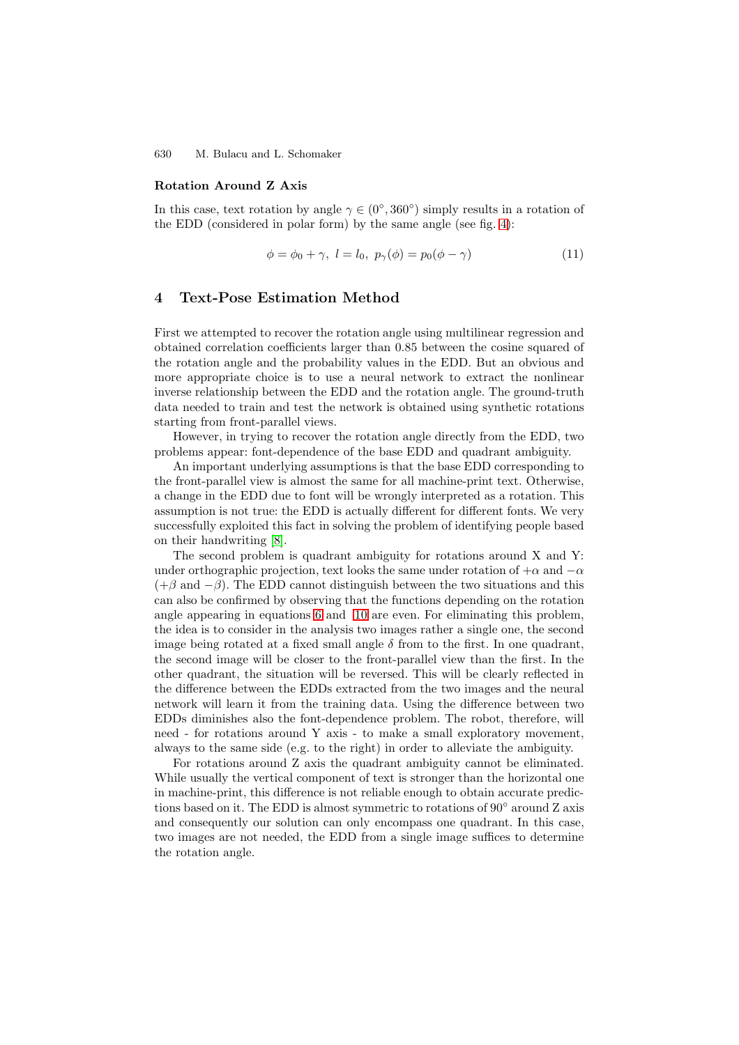**Rotation Around Z Axis**

In this case, text rotation by angle $\gamma \in (0^\circ, 360^\circ)$ simply results in a rotation of the EDD (considered in polar form) by the same angle (see fig. 4):

$$\phi = \phi_0 + \gamma,\ l = l_0,\ p_\gamma(\phi) = p_0(\phi - \gamma) \tag{11}$$

## 4 Text-Pose Estimation Method

First we attempted to recover the rotation angle using multilinear regression and obtained correlation coefficients larger than 0.85 between the cosine squared of the rotation angle and the probability values in the EDD. But an obvious and more appropriate choice is to use a neural network to extract the nonlinear inverse relationship between the EDD and the rotation angle. The ground-truth data needed to train and test the network is obtained using synthetic rotations starting from front-parallel views.

However, in trying to recover the rotation angle directly from the EDD, two problems appear: font-dependence of the base EDD and quadrant ambiguity.

An important underlying assumptions is that the base EDD corresponding to the front-parallel view is almost the same for all machine-print text. Otherwise, a change in the EDD due to font will be wrongly interpreted as a rotation. This assumption is not true: the EDD is actually different for different fonts. We very successfully exploited this fact in solving the problem of identifying people based on their handwriting [8].

The second problem is quadrant ambiguity for rotations around X and Y: under orthographic projection, text looks the same under rotation of $+\alpha$ and $-\alpha$ ($+\beta$ and $-\beta$). The EDD cannot distinguish between the two situations and this can also be confirmed by observing that the functions depending on the rotation angle appearing in equations 6 and 10 are even. For eliminating this problem, the idea is to consider in the analysis two images rather a single one, the second image being rotated at a fixed small angle $\delta$ from to the first. In one quadrant, the second image will be closer to the front-parallel view than the first. In the other quadrant, the situation will be reversed. This will be clearly reflected in the difference between the EDDs extracted from the two images and the neural network will learn it from the training data. Using the difference between two EDDs diminishes also the font-dependence problem. The robot, therefore, will need - for rotations around Y axis - to make a small exploratory movement, always to the same side (e.g. to the right) in order to alleviate the ambiguity.

For rotations around Z axis the quadrant ambiguity cannot be eliminated. While usually the vertical component of text is stronger than the horizontal one in machine-print, this difference is not reliable enough to obtain accurate predictions based on it. The EDD is almost symmetric to rotations of $90^\circ$ around Z axis and consequently our solution can only encompass one quadrant. In this case, two images are not needed, the EDD from a single image suffices to determine the rotation angle.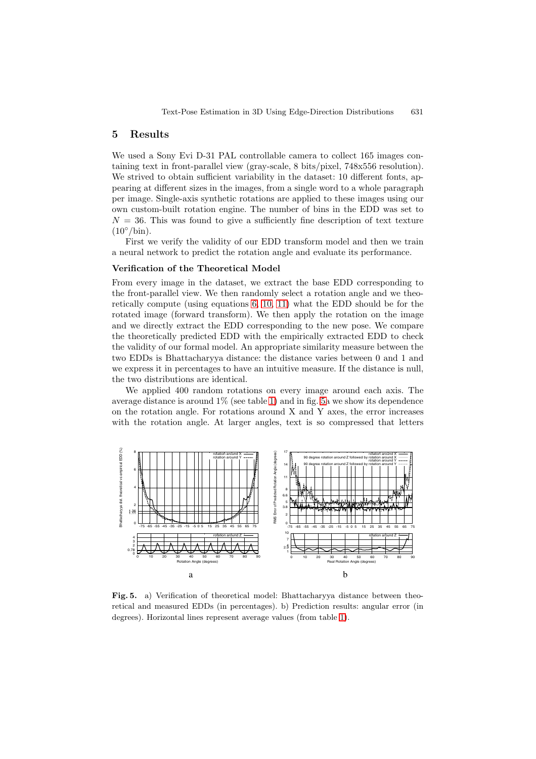## 5 Results

We used a Sony Evi D-31 PAL controllable camera to collect 165 images containing text in front-parallel view (gray-scale, 8 bits/pixel, 748x556 resolution). We strived to obtain sufficient variability in the dataset: 10 different fonts, appearing at different sizes in the images, from a single word to a whole paragraph per image. Single-axis synthetic rotations are applied to these images using our own custom-built rotation engine. The number of bins in the EDD was set to $N = 36$. This was found to give a sufficiently fine description of text texture ($10^{\circ}$/bin).

First we verify the validity of our EDD transform model and then we train a neural network to predict the rotation angle and evaluate its performance.

**Verification of the Theoretical Model**

From every image in the dataset, we extract the base EDD corresponding to the front-parallel view. We then randomly select a rotation angle and we theoretically compute (using equations 6, 10, 11) what the EDD should be for the rotated image (forward transform). We then apply the rotation on the image and we directly extract the EDD corresponding to the new pose. We compare the theoretically predicted EDD with the empirically extracted EDD to check the validity of our formal model. An appropriate similarity measure between the two EDDs is Bhattacharyya distance: the distance varies between 0 and 1 and we express it in percentages to have an intuitive measure. If the distance is null, the two distributions are identical.

We applied 400 random rotations on every image around each axis. The average distance is around 1% (see table 1) and in fig. 5a we show its dependence on the rotation angle. For rotations around X and Y axes, the error increases with the rotation angle. At larger angles, text is so compressed that letters

**Fig. 5.** a) Verification of theoretical model: Bhattacharyya distance between theoretical and measured EDDs (in percentages). b) Prediction results: angular error (in degrees). Horizontal lines represent average values (from table 1).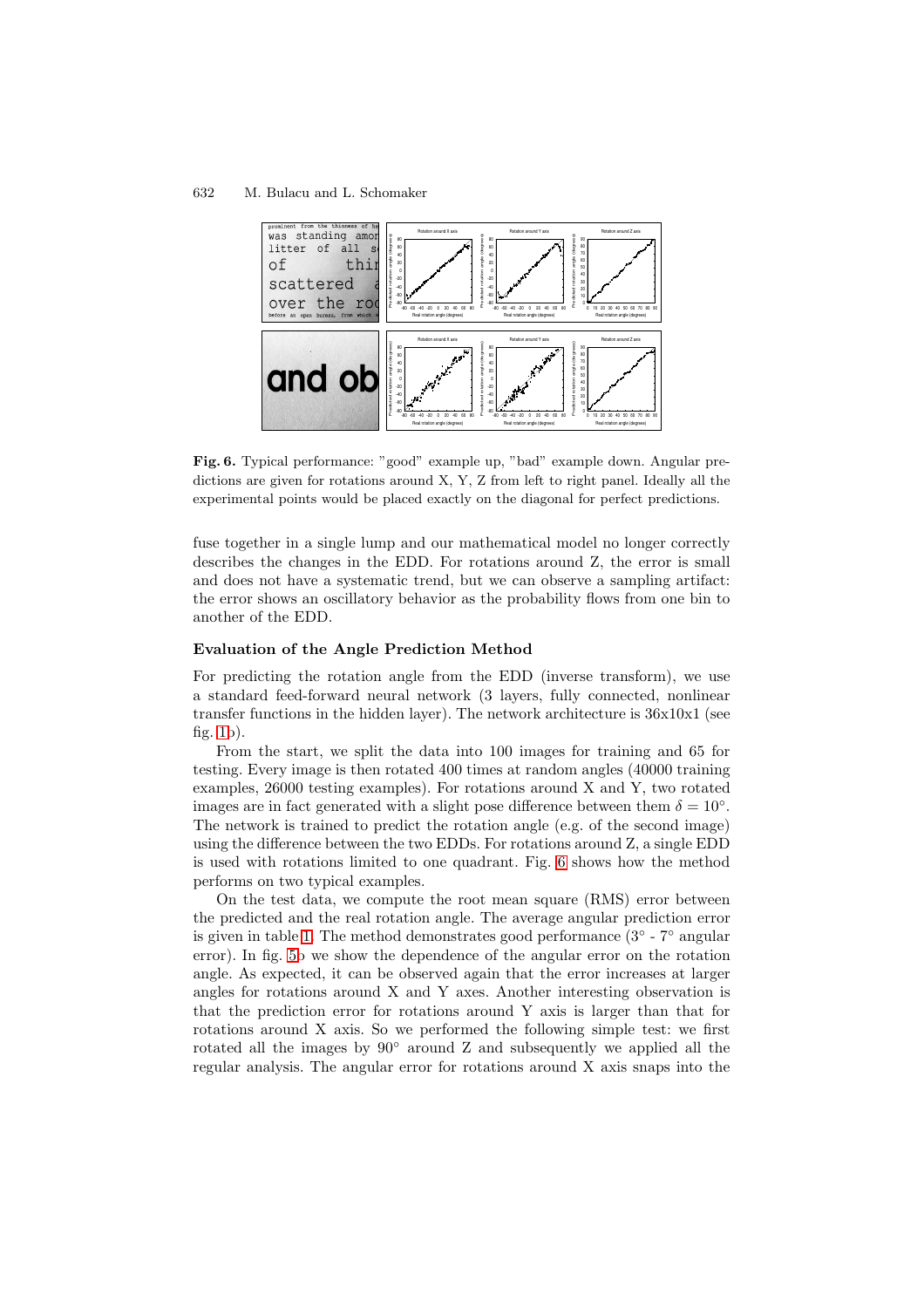**Fig. 6.** Typical performance: "good" example up, "bad" example down. Angular predictions are given for rotations around X, Y, Z from left to right panel. Ideally all the experimental points would be placed exactly on the diagonal for perfect predictions.

fuse together in a single lump and our mathematical model no longer correctly describes the changes in the EDD. For rotations around Z, the error is small and does not have a systematic trend, but we can observe a sampling artifact: the error shows an oscillatory behavior as the probability flows from one bin to another of the EDD.

### Evaluation of the Angle Prediction Method

For predicting the rotation angle from the EDD (inverse transform), we use a standard feed-forward neural network (3 layers, fully connected, nonlinear transfer functions in the hidden layer). The network architecture is 36x10x1 (see fig. 1b).

From the start, we split the data into 100 images for training and 65 for testing. Every image is then rotated 400 times at random angles (40000 training examples, 26000 testing examples). For rotations around X and Y, two rotated images are in fact generated with a slight pose difference between them $\delta = 10°$. The network is trained to predict the rotation angle (e.g. of the second image) using the difference between the two EDDs. For rotations around Z, a single EDD is used with rotations limited to one quadrant. Fig. 6 shows how the method performs on two typical examples.

On the test data, we compute the root mean square (RMS) error between the predicted and the real rotation angle. The average angular prediction error is given in table 1. The method demonstrates good performance (3° - 7° angular error). In fig. 5b we show the dependence of the angular error on the rotation angle. As expected, it can be observed again that the error increases at larger angles for rotations around X and Y axes. Another interesting observation is that the prediction error for rotations around Y axis is larger than that for rotations around X axis. So we performed the following simple test: we first rotated all the images by 90° around Z and subsequently we applied all the regular analysis. The angular error for rotations around X axis snaps into the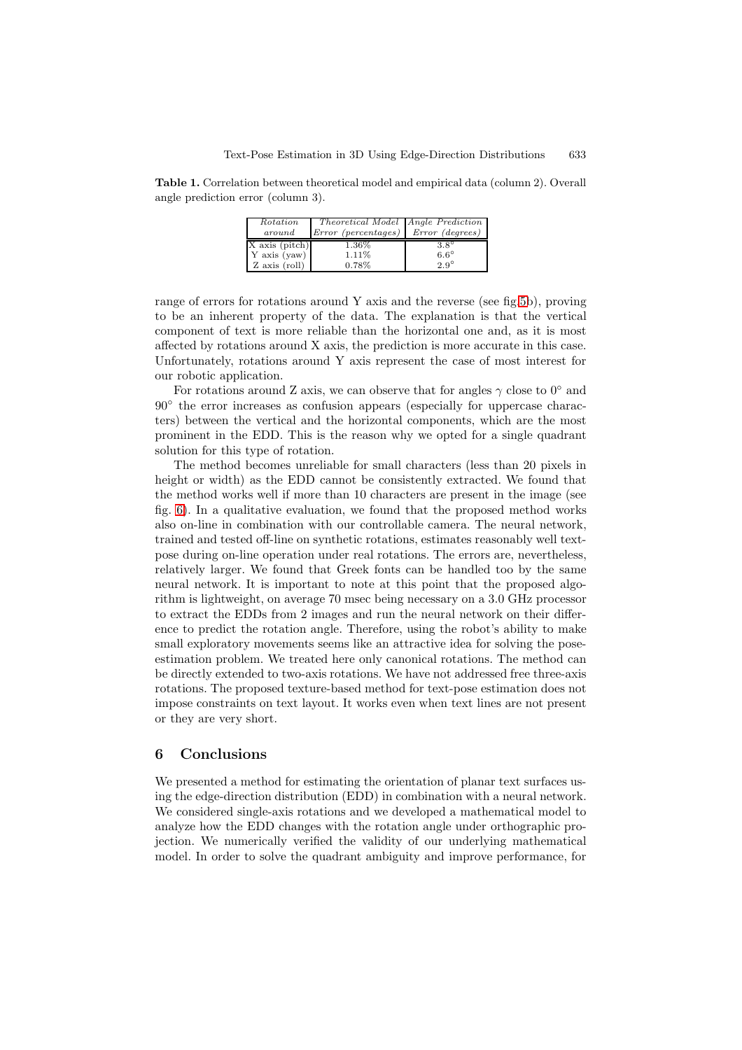**Table 1.** Correlation between theoretical model and empirical data (column 2). Overall angle prediction error (column 3).

| *Rotation around* | *Theoretical Model Error (percentages)* | *Angle Prediction Error (degrees)* |
|---|---|---|
| X axis (pitch) | 1.36% | 3.8° |
| Y axis (yaw) | 1.11% | 6.6° |
| Z axis (roll) | 0.78% | 2.9° |

range of errors for rotations around Y axis and the reverse (see fig.5b), proving to be an inherent property of the data. The explanation is that the vertical component of text is more reliable than the horizontal one and, as it is most affected by rotations around X axis, the prediction is more accurate in this case. Unfortunately, rotations around Y axis represent the case of most interest for our robotic application.

For rotations around Z axis, we can observe that for angles $\gamma$ close to 0° and 90° the error increases as confusion appears (especially for uppercase characters) between the vertical and the horizontal components, which are the most prominent in the EDD. This is the reason why we opted for a single quadrant solution for this type of rotation.

The method becomes unreliable for small characters (less than 20 pixels in height or width) as the EDD cannot be consistently extracted. We found that the method works well if more than 10 characters are present in the image (see fig. 6). In a qualitative evaluation, we found that the proposed method works also on-line in combination with our controllable camera. The neural network, trained and tested off-line on synthetic rotations, estimates reasonably well text-pose during on-line operation under real rotations. The errors are, nevertheless, relatively larger. We found that Greek fonts can be handled too by the same neural network. It is important to note at this point that the proposed algorithm is lightweight, on average 70 msec being necessary on a 3.0 GHz processor to extract the EDDs from 2 images and run the neural network on their difference to predict the rotation angle. Therefore, using the robot's ability to make small exploratory movements seems like an attractive idea for solving the pose-estimation problem. We treated here only canonical rotations. The method can be directly extended to two-axis rotations. We have not addressed free three-axis rotations. The proposed texture-based method for text-pose estimation does not impose constraints on text layout. It works even when text lines are not present or they are very short.

## 6 Conclusions

We presented a method for estimating the orientation of planar text surfaces using the edge-direction distribution (EDD) in combination with a neural network. We considered single-axis rotations and we developed a mathematical model to analyze how the EDD changes with the rotation angle under orthographic projection. We numerically verified the validity of our underlying mathematical model. In order to solve the quadrant ambiguity and improve performance, for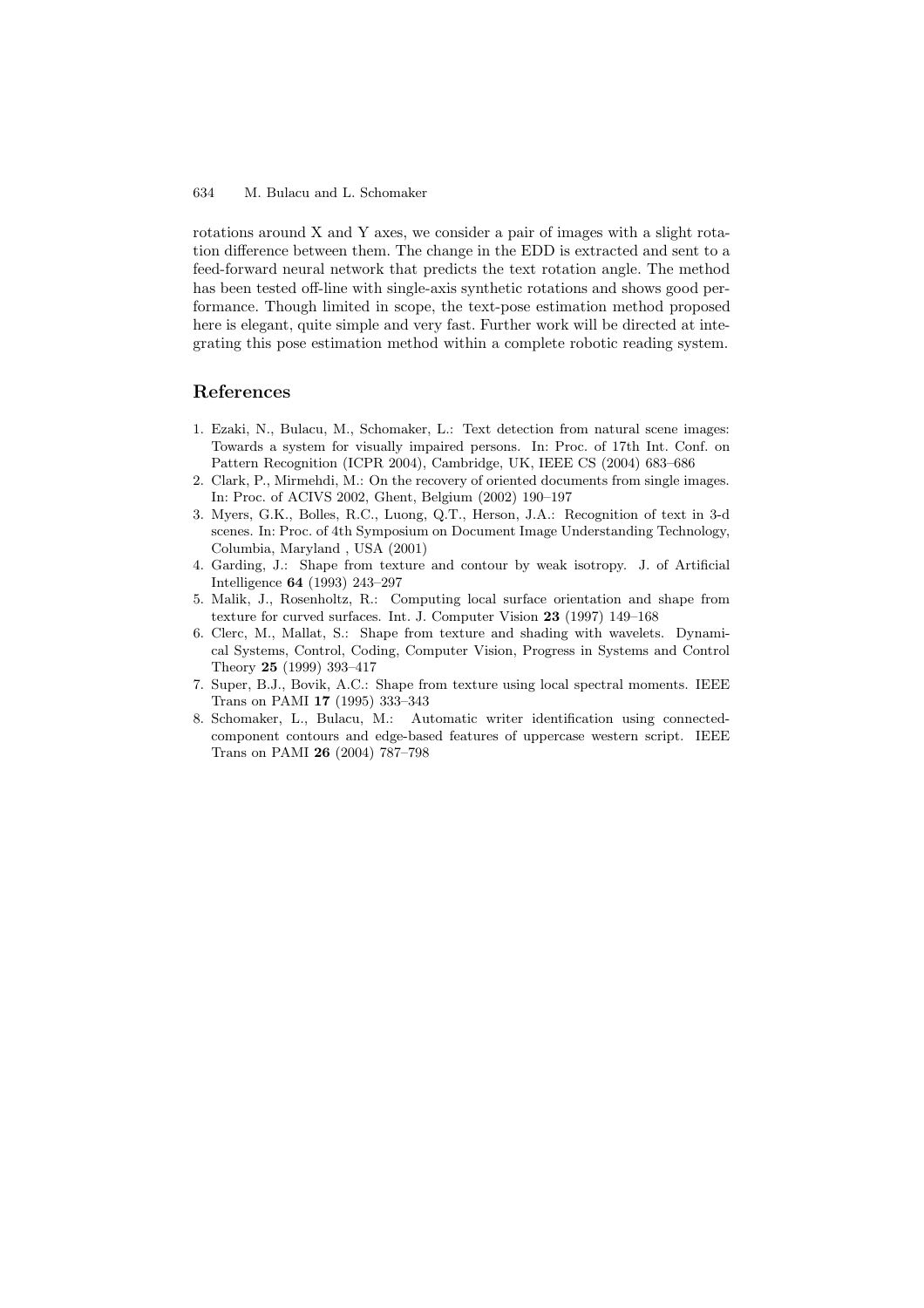rotations around X and Y axes, we consider a pair of images with a slight rotation difference between them. The change in the EDD is extracted and sent to a feed-forward neural network that predicts the text rotation angle. The method has been tested off-line with single-axis synthetic rotations and shows good performance. Though limited in scope, the text-pose estimation method proposed here is elegant, quite simple and very fast. Further work will be directed at integrating this pose estimation method within a complete robotic reading system.

## References

1. Ezaki, N., Bulacu, M., Schomaker, L.: Text detection from natural scene images: Towards a system for visually impaired persons. In: Proc. of 17th Int. Conf. on Pattern Recognition (ICPR 2004), Cambridge, UK, IEEE CS (2004) 683–686
2. Clark, P., Mirmehdi, M.: On the recovery of oriented documents from single images. In: Proc. of ACIVS 2002, Ghent, Belgium (2002) 190–197
3. Myers, G.K., Bolles, R.C., Luong, Q.T., Herson, J.A.: Recognition of text in 3-d scenes. In: Proc. of 4th Symposium on Document Image Understanding Technology, Columbia, Maryland , USA (2001)
4. Garding, J.: Shape from texture and contour by weak isotropy. J. of Artificial Intelligence **64** (1993) 243–297
5. Malik, J., Rosenholtz, R.: Computing local surface orientation and shape from texture for curved surfaces. Int. J. Computer Vision **23** (1997) 149–168
6. Clerc, M., Mallat, S.: Shape from texture and shading with wavelets. Dynamical Systems, Control, Coding, Computer Vision, Progress in Systems and Control Theory **25** (1999) 393–417
7. Super, B.J., Bovik, A.C.: Shape from texture using local spectral moments. IEEE Trans on PAMI **17** (1995) 333–343
8. Schomaker, L., Bulacu, M.: Automatic writer identification using connected-component contours and edge-based features of uppercase western script. IEEE Trans on PAMI **26** (2004) 787–798